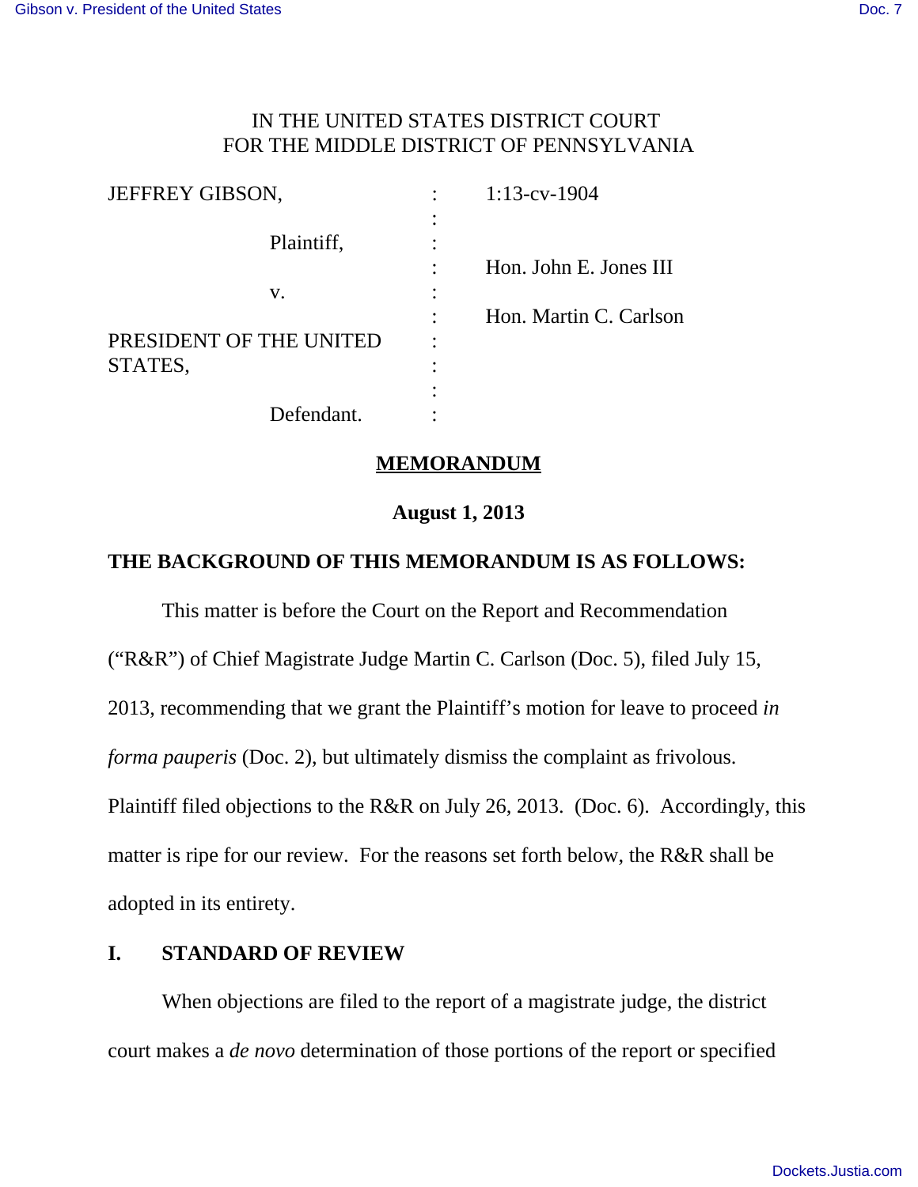IN THE UNITED STATES DISTRICT COURT
FOR THE MIDDLE DISTRICT OF PENNSYLVANIA

| | | |
|---|---|---|
| JEFFREY GIBSON, | : | 1:13-cv-1904 |
| | : | |
| Plaintiff, | : | |
| | : | Hon. John E. Jones III |
| v. | : | |
| | : | Hon. Martin C. Carlson |
| PRESIDENT OF THE UNITED STATES, | : | |
| | : | |
| Defendant. | : | |

## MEMORANDUM

**August 1, 2013**

**THE BACKGROUND OF THIS MEMORANDUM IS AS FOLLOWS:**

This matter is before the Court on the Report and Recommendation ("R&R") of Chief Magistrate Judge Martin C. Carlson (Doc. 5), filed July 15, 2013, recommending that we grant the Plaintiff's motion for leave to proceed *in forma pauperis* (Doc. 2), but ultimately dismiss the complaint as frivolous. Plaintiff filed objections to the R&R on July 26, 2013. (Doc. 6). Accordingly, this matter is ripe for our review. For the reasons set forth below, the R&R shall be adopted in its entirety.

## I. STANDARD OF REVIEW

When objections are filed to the report of a magistrate judge, the district court makes a *de novo* determination of those portions of the report or specified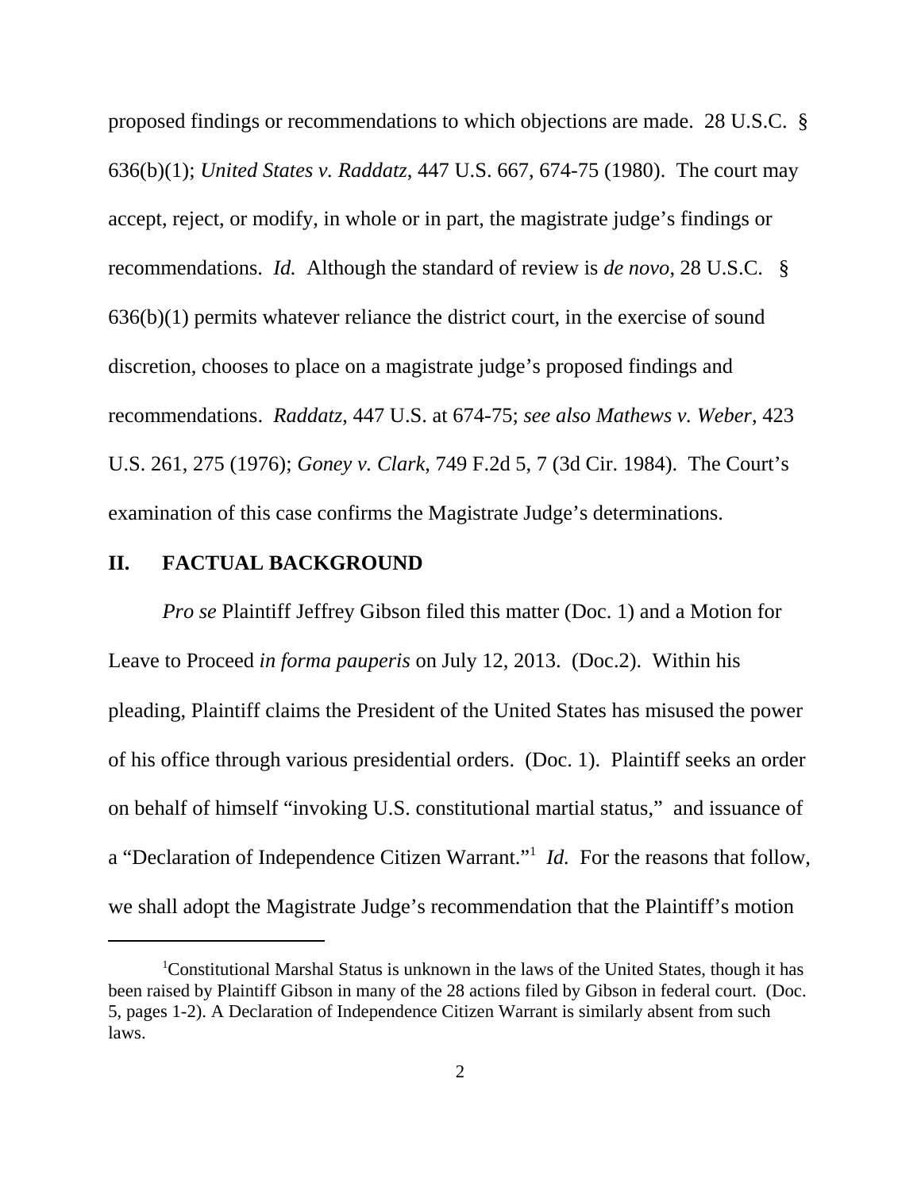proposed findings or recommendations to which objections are made. 28 U.S.C. § 636(b)(1); *United States v. Raddatz*, 447 U.S. 667, 674-75 (1980). The court may accept, reject, or modify, in whole or in part, the magistrate judge's findings or recommendations. *Id.* Although the standard of review is *de novo*, 28 U.S.C. § 636(b)(1) permits whatever reliance the district court, in the exercise of sound discretion, chooses to place on a magistrate judge's proposed findings and recommendations. *Raddatz*, 447 U.S. at 674-75; *see also Mathews v. Weber*, 423 U.S. 261, 275 (1976); *Goney v. Clark*, 749 F.2d 5, 7 (3d Cir. 1984). The Court's examination of this case confirms the Magistrate Judge's determinations.

## II. FACTUAL BACKGROUND

*Pro se* Plaintiff Jeffrey Gibson filed this matter (Doc. 1) and a Motion for Leave to Proceed *in forma pauperis* on July 12, 2013. (Doc.2). Within his pleading, Plaintiff claims the President of the United States has misused the power of his office through various presidential orders. (Doc. 1). Plaintiff seeks an order on behalf of himself "invoking U.S. constitutional martial status," and issuance of a "Declaration of Independence Citizen Warrant."[1] *Id.* For the reasons that follow, we shall adopt the Magistrate Judge's recommendation that the Plaintiff's motion

[1] Constitutional Marshal Status is unknown in the laws of the United States, though it has been raised by Plaintiff Gibson in many of the 28 actions filed by Gibson in federal court. (Doc. 5, pages 1-2). A Declaration of Independence Citizen Warrant is similarly absent from such laws.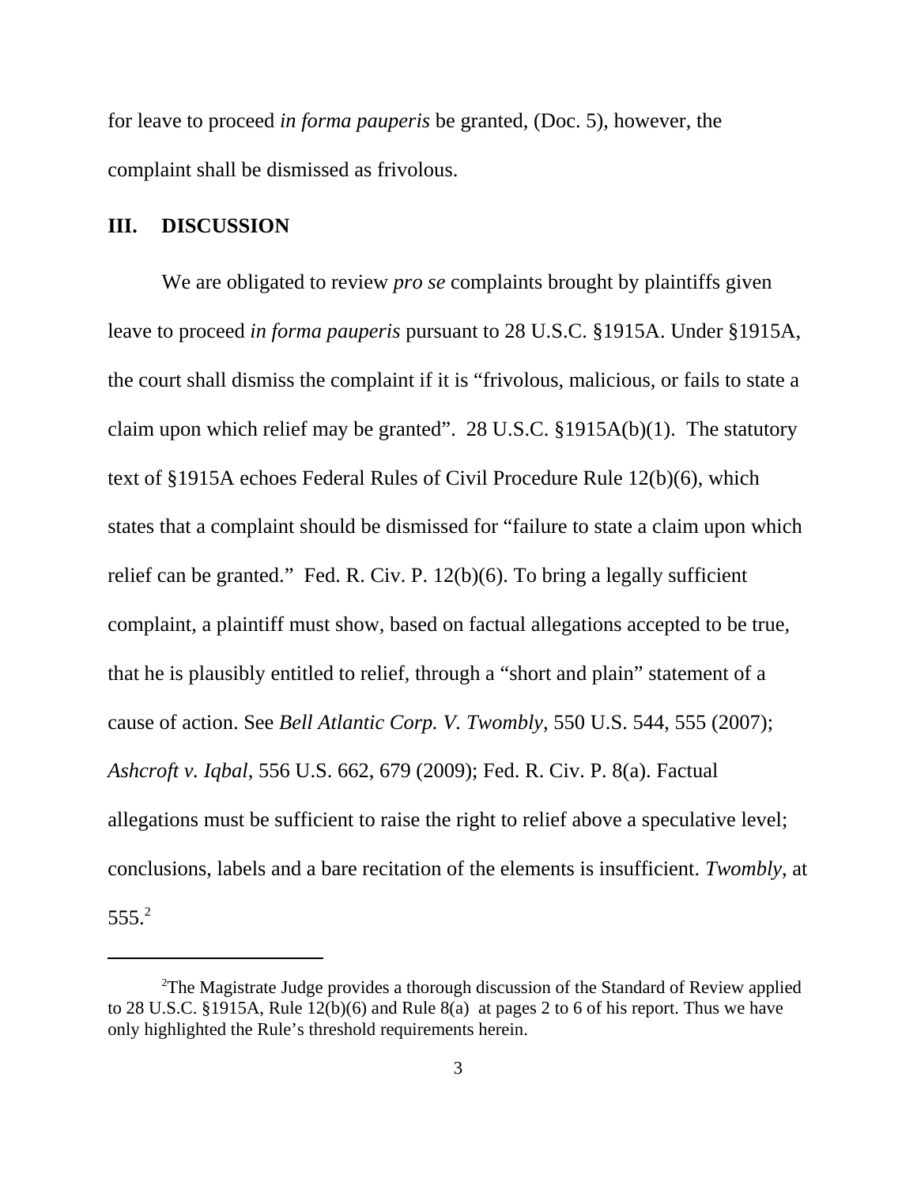for leave to proceed *in forma pauperis* be granted, (Doc. 5), however, the complaint shall be dismissed as frivolous.

## III. DISCUSSION

We are obligated to review *pro se* complaints brought by plaintiffs given leave to proceed *in forma pauperis* pursuant to 28 U.S.C. §1915A. Under §1915A, the court shall dismiss the complaint if it is "frivolous, malicious, or fails to state a claim upon which relief may be granted". 28 U.S.C. §1915A(b)(1). The statutory text of §1915A echoes Federal Rules of Civil Procedure Rule 12(b)(6), which states that a complaint should be dismissed for "failure to state a claim upon which relief can be granted." Fed. R. Civ. P. 12(b)(6). To bring a legally sufficient complaint, a plaintiff must show, based on factual allegations accepted to be true, that he is plausibly entitled to relief, through a "short and plain" statement of a cause of action. See *Bell Atlantic Corp. V. Twombly*, 550 U.S. 544, 555 (2007); *Ashcroft v. Iqbal*, 556 U.S. 662, 679 (2009); Fed. R. Civ. P. 8(a). Factual allegations must be sufficient to raise the right to relief above a speculative level; conclusions, labels and a bare recitation of the elements is insufficient. *Twombly*, at 555.[2]

---

[2]The Magistrate Judge provides a thorough discussion of the Standard of Review applied to 28 U.S.C. §1915A, Rule 12(b)(6) and Rule 8(a) at pages 2 to 6 of his report. Thus we have only highlighted the Rule's threshold requirements herein.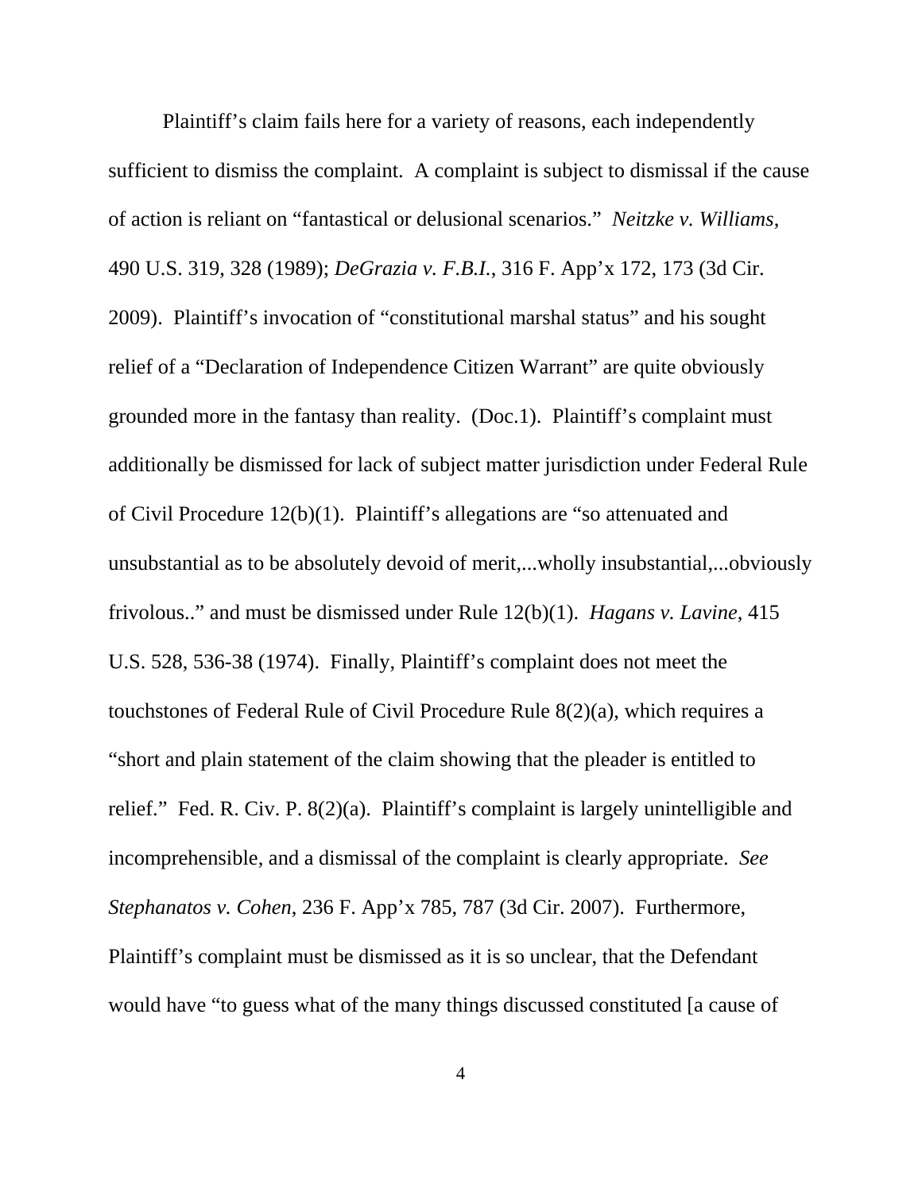Plaintiff's claim fails here for a variety of reasons, each independently sufficient to dismiss the complaint. A complaint is subject to dismissal if the cause of action is reliant on "fantastical or delusional scenarios." *Neitzke v. Williams*, 490 U.S. 319, 328 (1989); *DeGrazia v. F.B.I.*, 316 F. App'x 172, 173 (3d Cir. 2009). Plaintiff's invocation of "constitutional marshal status" and his sought relief of a "Declaration of Independence Citizen Warrant" are quite obviously grounded more in the fantasy than reality. (Doc.1). Plaintiff's complaint must additionally be dismissed for lack of subject matter jurisdiction under Federal Rule of Civil Procedure 12(b)(1). Plaintiff's allegations are "so attenuated and unsubstantial as to be absolutely devoid of merit,...wholly insubstantial,...obviously frivolous.." and must be dismissed under Rule 12(b)(1). *Hagans v. Lavine*, 415 U.S. 528, 536-38 (1974). Finally, Plaintiff's complaint does not meet the touchstones of Federal Rule of Civil Procedure Rule 8(2)(a), which requires a "short and plain statement of the claim showing that the pleader is entitled to relief." Fed. R. Civ. P. 8(2)(a). Plaintiff's complaint is largely unintelligible and incomprehensible, and a dismissal of the complaint is clearly appropriate. *See Stephanatos v. Cohen*, 236 F. App'x 785, 787 (3d Cir. 2007). Furthermore, Plaintiff's complaint must be dismissed as it is so unclear, that the Defendant would have "to guess what of the many things discussed constituted [a cause of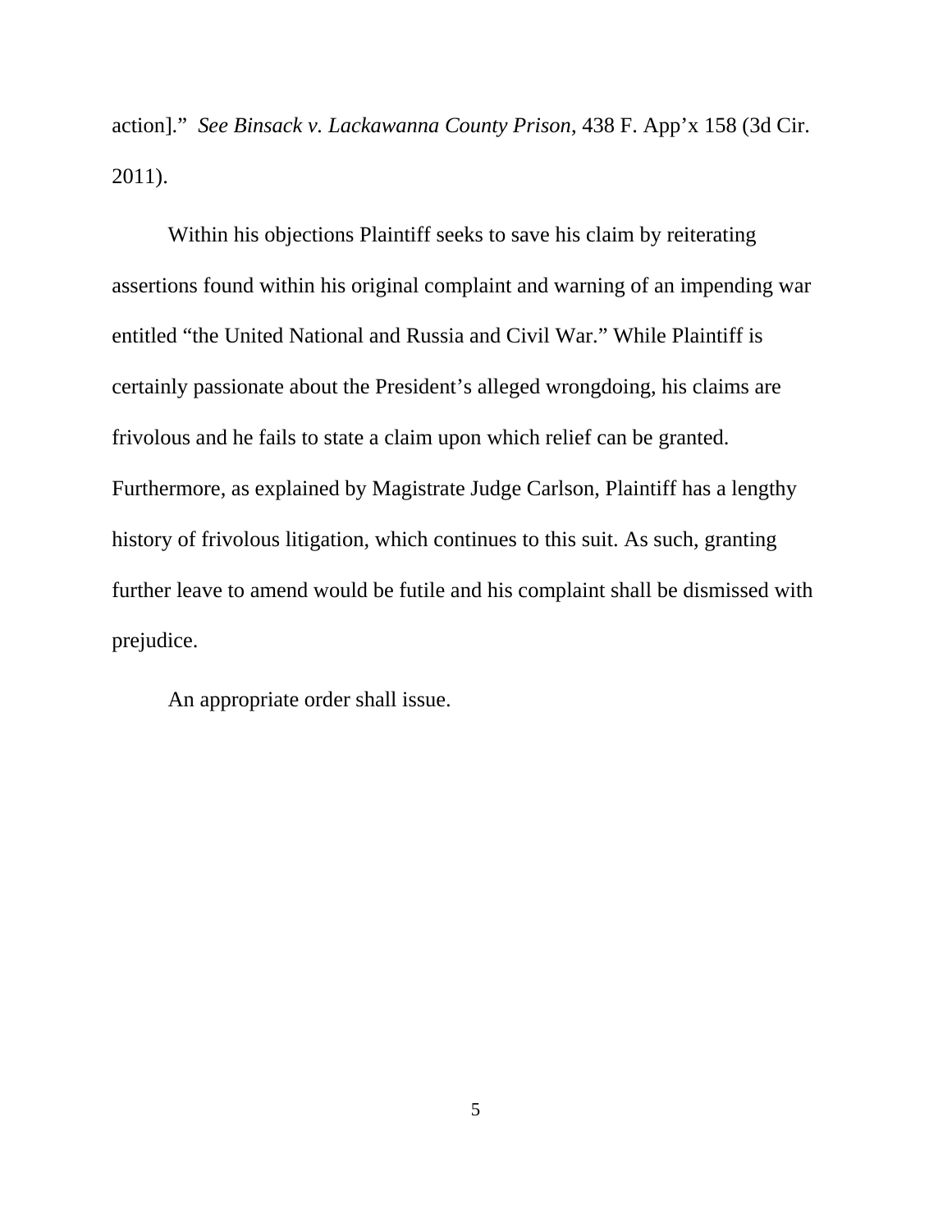action]." *See Binsack v. Lackawanna County Prison*, 438 F. App'x 158 (3d Cir. 2011).

Within his objections Plaintiff seeks to save his claim by reiterating assertions found within his original complaint and warning of an impending war entitled "the United National and Russia and Civil War." While Plaintiff is certainly passionate about the President's alleged wrongdoing, his claims are frivolous and he fails to state a claim upon which relief can be granted. Furthermore, as explained by Magistrate Judge Carlson, Plaintiff has a lengthy history of frivolous litigation, which continues to this suit. As such, granting further leave to amend would be futile and his complaint shall be dismissed with prejudice.

An appropriate order shall issue.